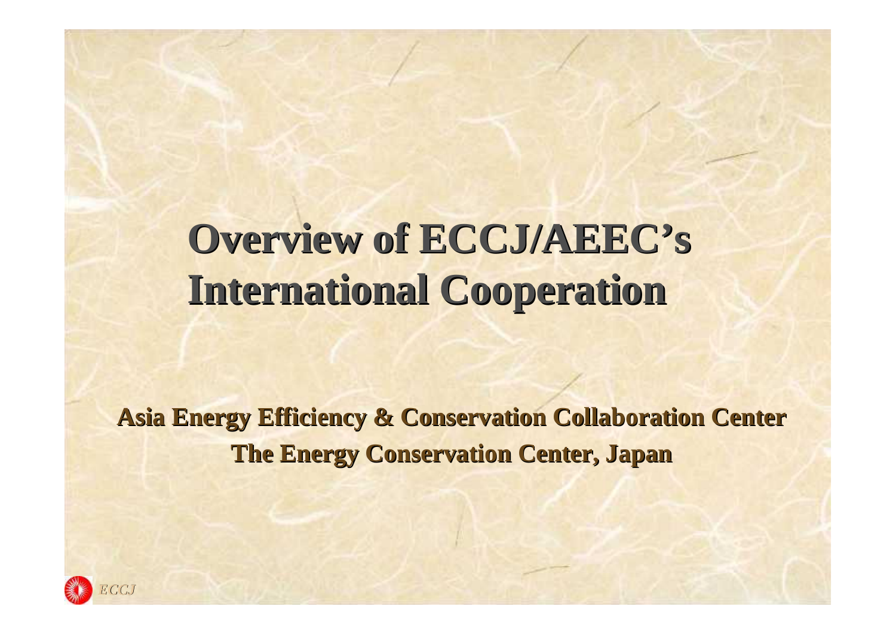# Overview of ECCJ/AEEC's International Cooperation

**Asia Energy Efficiency & Conservation Collaboration Center**

**The Energy Conservation Center, Japan**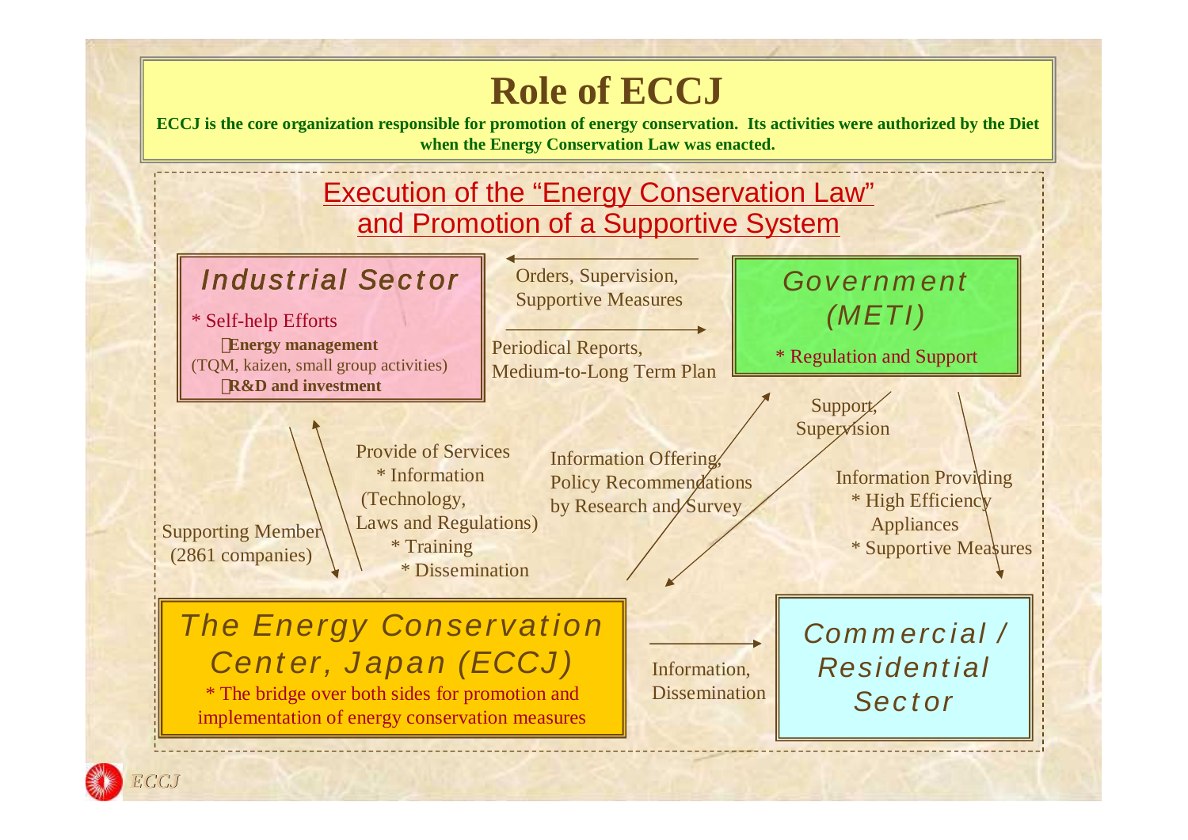# Role of ECCJ

**ECCJ is the core organization responsible for promotion of energy conservation. Its activities were authorized by the Diet when the Energy Conservation Law was enacted.**

## Execution of the "Energy Conservation Law" and Promotion of a Supportive System

### *Industrial Sector*

* Self-help Efforts
  - **Energy management** (TQM, kaizen, small group activities)
  - **R&D and investment**

### *Government (METI)*

* Regulation and Support

### *The Energy Conservation Center, Japan (ECCJ)*

* The bridge over both sides for promotion and implementation of energy conservation measures

### *Commercial / Residential Sector*

---

**Government (METI) → Industrial Sector:** Orders, Supervision, Supportive Measures

**Industrial Sector → Government (METI):** Periodical Reports, Medium-to-Long Term Plan

**Industrial Sector → ECCJ:** Supporting Member (2861 companies)

**ECCJ → Industrial Sector:** Provide of Services
* Information (Technology, Laws and Regulations)
* Training
* Dissemination

**ECCJ → Government (METI):** Information Offering, Policy Recommendations by Research and Survey

**Government (METI) → ECCJ:** Support, Supervision

**Government (METI) → Commercial / Residential Sector:** Information Providing
* High Efficiency Appliances
* Supportive Measures

**ECCJ → Commercial / Residential Sector:** Information, Dissemination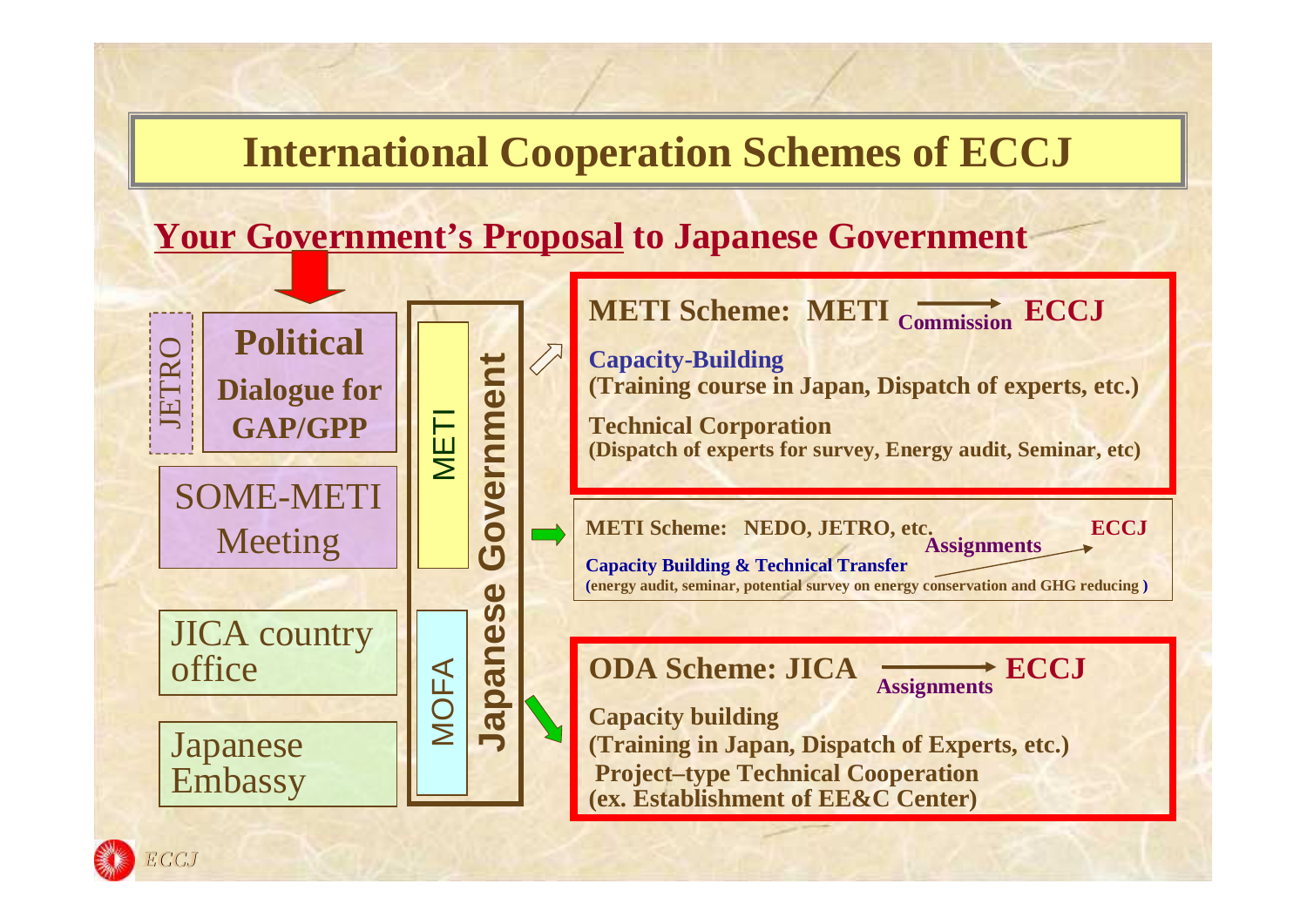# International Cooperation Schemes of ECCJ

## Your Government's Proposal to Japanese Government

- JETRO
- **Political Dialogue for GAP/GPP**
- SOME-METI Meeting
- JICA country office
- Japanese Embassy

**Japanese Government**: METI, MOFA

**METI Scheme: METI → (Commission) ECCJ**

**Capacity-Building**
**(Training course in Japan, Dispatch of experts, etc.)**

**Technical Corporation**
**(Dispatch of experts for survey, Energy audit, Seminar, etc)**

**METI Scheme: NEDO, JETRO, etc. → (Assignments) ECCJ**

**Capacity Building & Technical Transfer**
**(energy audit, seminar, potential survey on energy conservation and GHG reducing )**

**ODA Scheme: JICA → (Assignments) ECCJ**

**Capacity building**
**(Training in Japan, Dispatch of Experts, etc.)**
**Project–type Technical Cooperation**
**(ex. Establishment of EE&C Center)**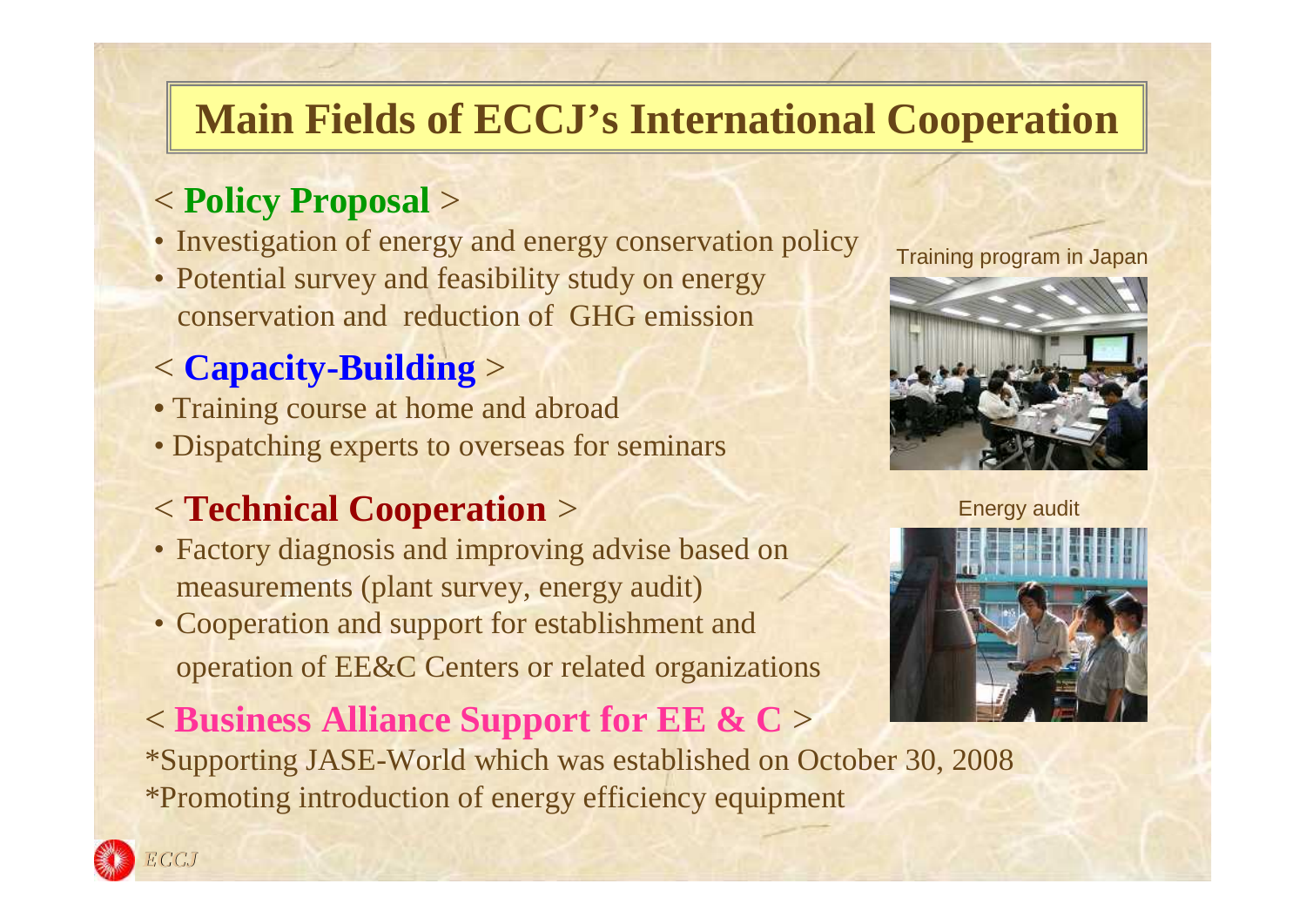# Main Fields of ECCJ's International Cooperation

## < Policy Proposal >

- Investigation of energy and energy conservation policy
- Potential survey and feasibility study on energy conservation and reduction of GHG emission

## < Capacity-Building >

- Training course at home and abroad
- Dispatching experts to overseas for seminars

## < Technical Cooperation >

- Factory diagnosis and improving advise based on measurements (plant survey, energy audit)
- Cooperation and support for establishment and operation of EE&C Centers or related organizations

## < Business Alliance Support for EE & C >

*Supporting JASE-World which was established on October 30, 2008
*Promoting introduction of energy efficiency equipment

Training program in Japan

Energy audit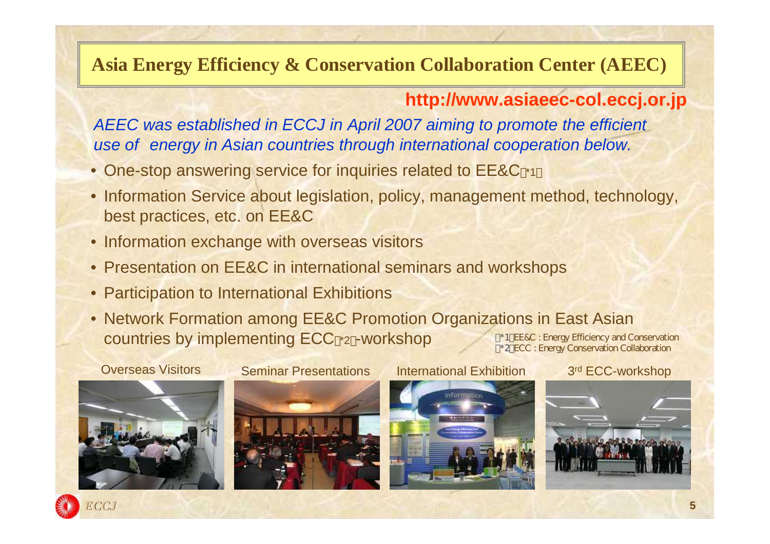# Asia Energy Efficiency & Conservation Collaboration Center (AEEC)

**http://www.asiaeec-col.eccj.or.jp**

*AEEC was established in ECCJ in April 2007 aiming to promote the efficient use of energy in Asian countries through international cooperation below.*

- One-stop answering service for inquiries related to EE&C(*1)
- Information Service about legislation, policy, management method, technology, best practices, etc. on EE&C
- Information exchange with overseas visitors
- Presentation on EE&C in international seminars and workshops
- Participation to International Exhibitions
- Network Formation among EE&C Promotion Organizations in East Asian countries by implementing ECC(*2)-workshop

(*1) EE&C : Energy Efficiency and Conservation
(*2) ECC : Energy Conservation Collaboration

Overseas Visitors

Seminar Presentations

International Exhibition

3rd ECC-workshop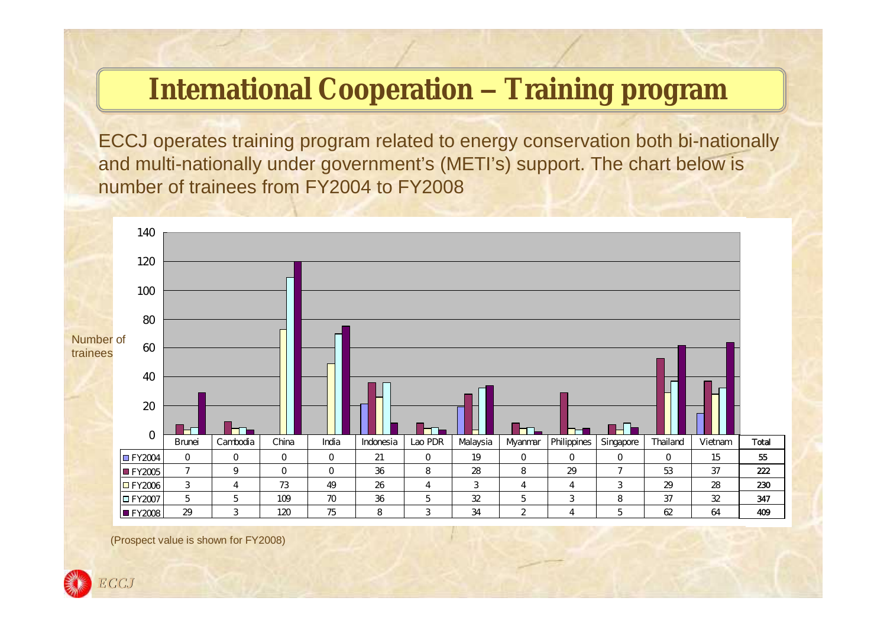# International Cooperation – Training program

ECCJ operates training program related to energy conservation both bi-nationally and multi-nationally under government's (METI's) support. The chart below is number of trainees from FY2004 to FY2008

| | Brunei | Cambodia | China | India | Indonesia | Lao PDR | Malaysia | Myanmar | Philippines | Singapore | Thailand | Vietnam | Total |
|---|---|---|---|---|---|---|---|---|---|---|---|---|---|
| FY2004 | 0 | 0 | 0 | 0 | 21 | 0 | 19 | 0 | 0 | 0 | 0 | 15 | 55 |
| FY2005 | 7 | 9 | 0 | 0 | 36 | 8 | 28 | 8 | 29 | 7 | 53 | 37 | 222 |
| FY2006 | 3 | 4 | 73 | 49 | 26 | 4 | 3 | 4 | 4 | 3 | 29 | 28 | 230 |
| FY2007 | 5 | 5 | 109 | 70 | 36 | 5 | 32 | 5 | 3 | 8 | 37 | 32 | 347 |
| FY2008 | 29 | 3 | 120 | 75 | 8 | 3 | 34 | 2 | 4 | 5 | 62 | 64 | 409 |

(Prospect value is shown for FY2008)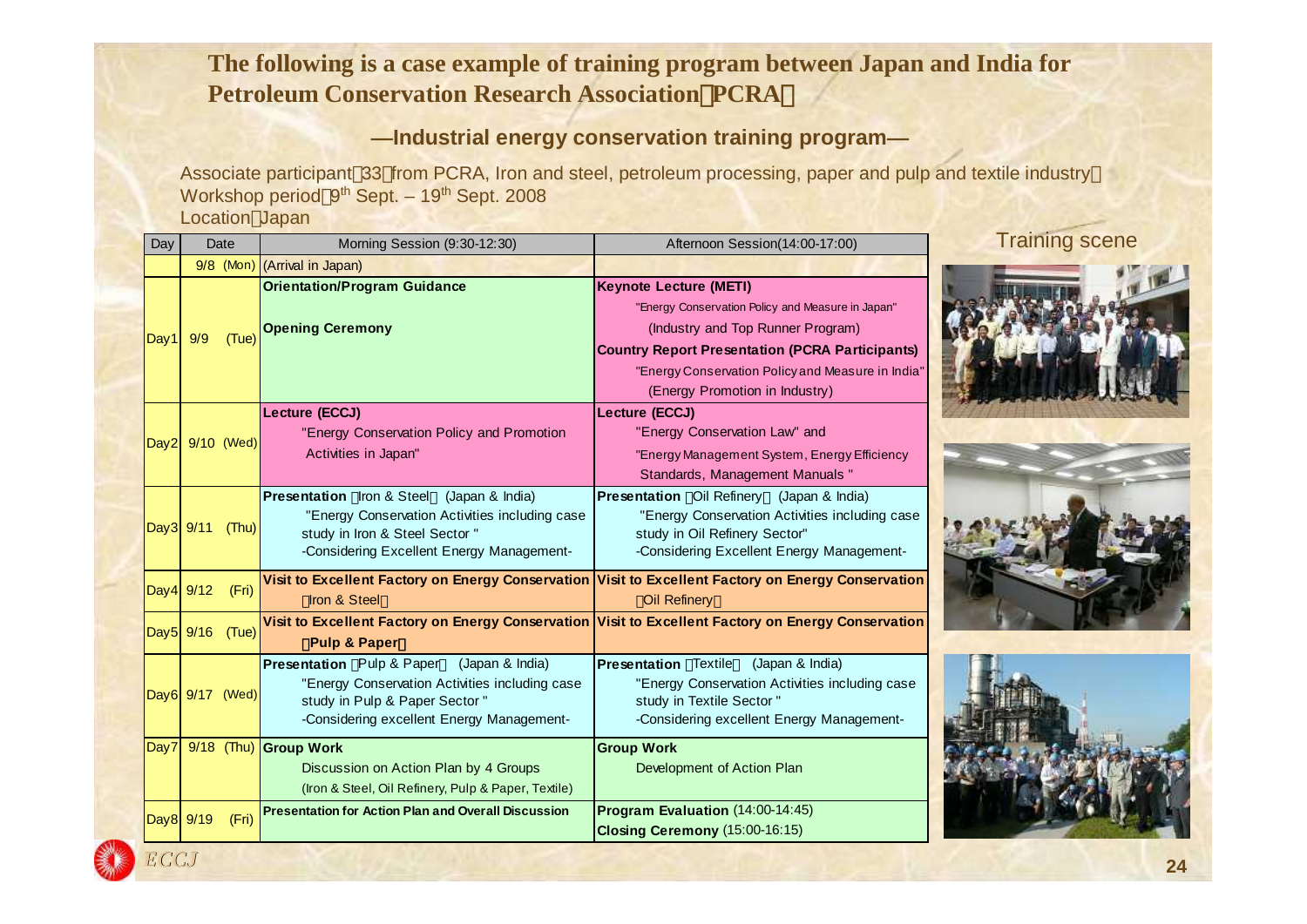# The following is a case example of training program between Japan and India for Petroleum Conservation Research Association（PCRA）

## —Industrial energy conservation training program—

Associate participant：33 from PCRA, Iron and steel, petroleum processing, paper and pulp and textile industry）
Workshop period：9th Sept. – 19th Sept. 2008
Location：Japan

| Day | Date | Morning Session (9:30-12:30) | Afternoon Session(14:00-17:00) |
|---|---|---|---|
| | 9/8 (Mon) | (Arrival in Japan) | |
| Day1 | 9/9 (Tue) | **Orientation/Program Guidance**<br>**Opening Ceremony** | **Keynote Lecture (METI)**<br>"Energy Conservation Policy and Measure in Japan"<br>(Industry and Top Runner Program)<br>**Country Report Presentation (PCRA Participants)**<br>"Energy Conservation Policy and Measure in India"<br>(Energy Promotion in Industry) |
| Day2 | 9/10 (Wed) | **Lecture (ECCJ)**<br>"Energy Conservation Policy and Promotion Activities in Japan" | **Lecture (ECCJ)**<br>"Energy Conservation Law" and<br>"Energy Management System, Energy Efficiency Standards, Management Manuals " |
| Day3 | 9/11 (Thu) | **Presentation** （Iron & Steel） (Japan & India)<br>"Energy Conservation Activities including case study in Iron & Steel Sector "<br>-Considering Excellent Energy Management- | **Presentation** （Oil Refinery） (Japan & India)<br>"Energy Conservation Activities including case study in Oil Refinery Sector"<br>-Considering Excellent Energy Management- |
| Day4 | 9/12 (Fri) | **Visit to Excellent Factory on Energy Conservation**<br>（Iron & Steel） | **Visit to Excellent Factory on Energy Conservation**<br>（Oil Refinery） |
| Day5 | 9/16 (Tue) | **Visit to Excellent Factory on Energy Conservation**<br>**（Pulp & Paper）** | **Visit to Excellent Factory on Energy Conservation** |
| Day6 | 9/17 (Wed) | **Presentation** （Pulp & Paper） (Japan & India)<br>"Energy Conservation Activities including case study in Pulp & Paper Sector "<br>-Considering excellent Energy Management- | **Presentation** （Textile） (Japan & India)<br>"Energy Conservation Activities including case study in Textile Sector "<br>-Considering excellent Energy Management- |
| Day7 | 9/18 (Thu) | **Group Work**<br>Discussion on Action Plan by 4 Groups<br>(Iron & Steel, Oil Refinery, Pulp & Paper, Textile) | **Group Work**<br>Development of Action Plan |
| Day8 | 9/19 (Fri) | **Presentation for Action Plan and Overall Discussion** | **Program Evaluation** (14:00-14:45)<br>**Closing Ceremony** (15:00-16:15) |

Training scene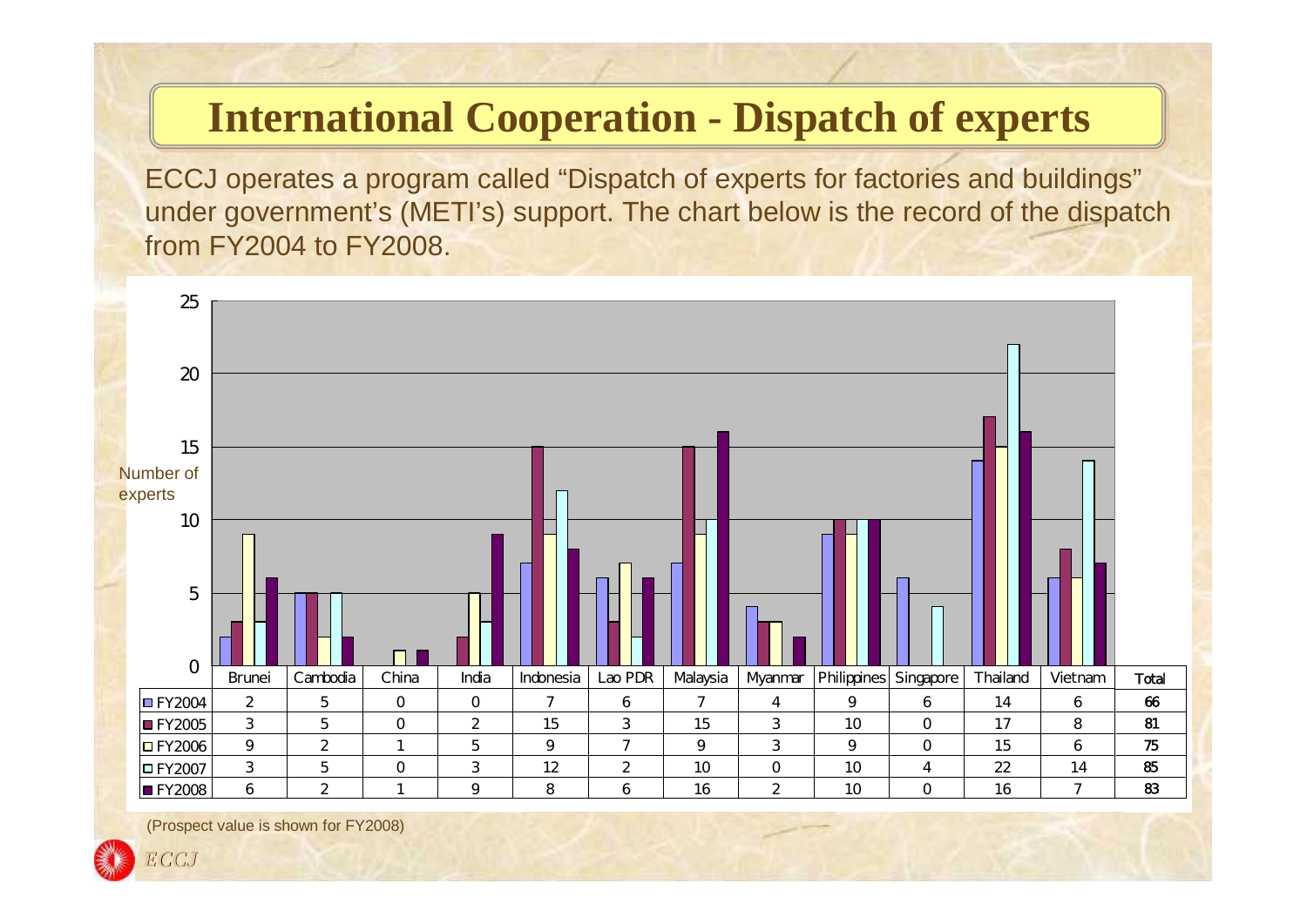# International Cooperation - Dispatch of experts

ECCJ operates a program called “Dispatch of experts for factories and buildings” under government’s (METI’s) support. The chart below is the record of the dispatch from FY2004 to FY2008.

| | Brunei | Cambodia | China | India | Indonesia | Lao PDR | Malaysia | Myanmar | Philippines | Singapore | Thailand | Vietnam | Total |
|---|---|---|---|---|---|---|---|---|---|---|---|---|---|
| FY2004 | 2 | 5 | 0 | 0 | 7 | 6 | 7 | 4 | 9 | 6 | 14 | 6 | 66 |
| FY2005 | 3 | 5 | 0 | 2 | 15 | 3 | 15 | 3 | 10 | 0 | 17 | 8 | 81 |
| FY2006 | 9 | 2 | 1 | 5 | 9 | 7 | 9 | 3 | 9 | 0 | 15 | 6 | 75 |
| FY2007 | 3 | 5 | 0 | 3 | 12 | 2 | 10 | 0 | 10 | 4 | 22 | 14 | 85 |
| FY2008 | 6 | 2 | 1 | 9 | 8 | 6 | 16 | 2 | 10 | 0 | 16 | 7 | 83 |

(Prospect value is shown for FY2008)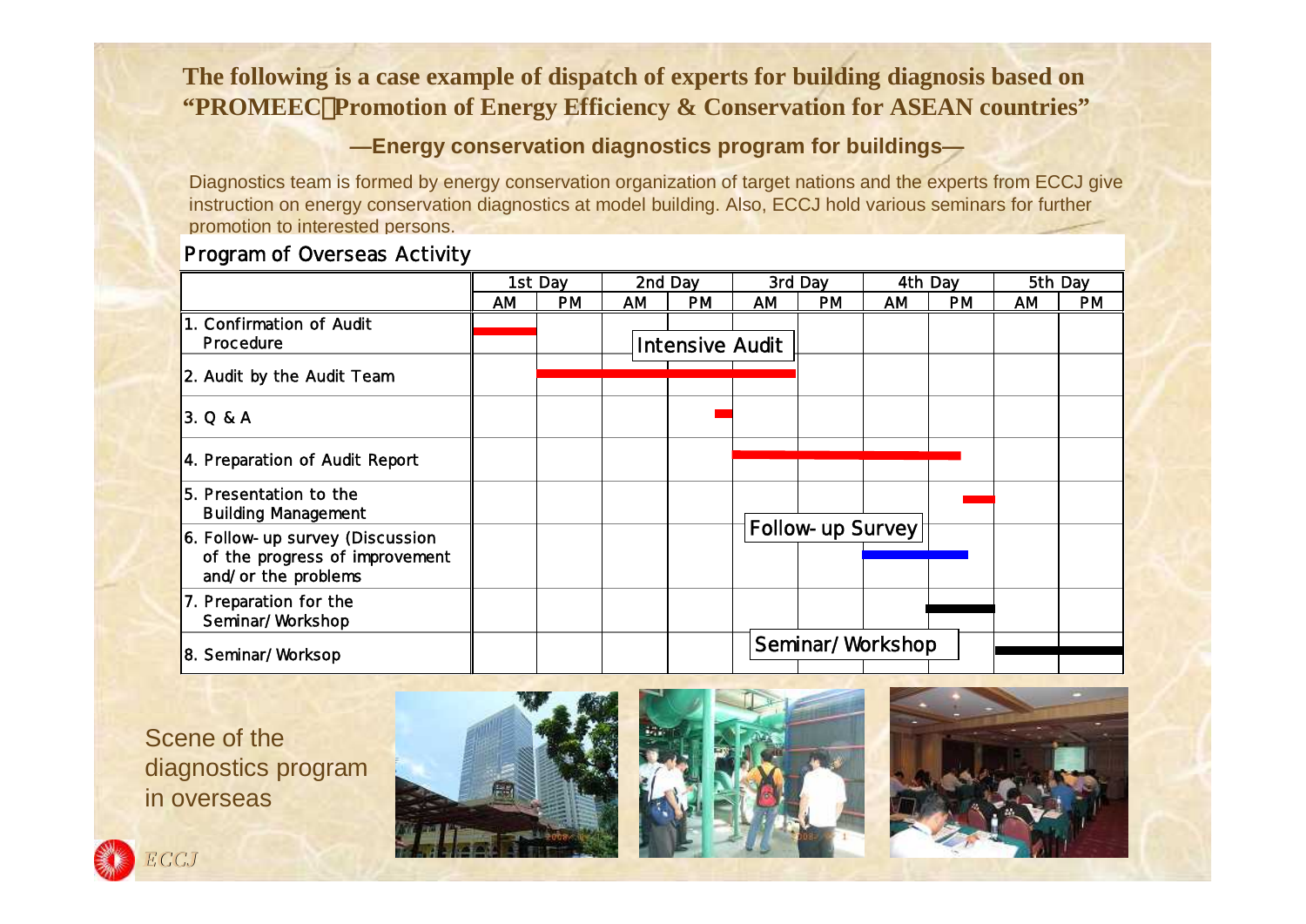**The following is a case example of dispatch of experts for building diagnosis based on "PROMEEC Promotion of Energy Efficiency & Conservation for ASEAN countries"**

**—Energy conservation diagnostics program for buildings—**

Diagnostics team is formed by energy conservation organization of target nations and the experts from ECCJ give instruction on energy conservation diagnostics at model building. Also, ECCJ hold various seminars for further promotion to interested persons.

Program of Overseas Activity

1st Day
AM
PM
2nd Day
AM
PM
3rd Day
AM
PM
4th Day
AM
PM
5th Day
AM
PM

1. Confirmation of Audit Procedure
2. Audit by the Audit Team
3. Q & A
4. Preparation of Audit Report
5. Presentation to the Building Management
6. Follow-up survey (Discussion of the progress of improvement and/or the problems
7. Preparation for the Seminar/Workshop
8. Seminar/Worksop

Intensive Audit

Follow-up Survey

Seminar/Workshop

Scene of the diagnostics program in overseas